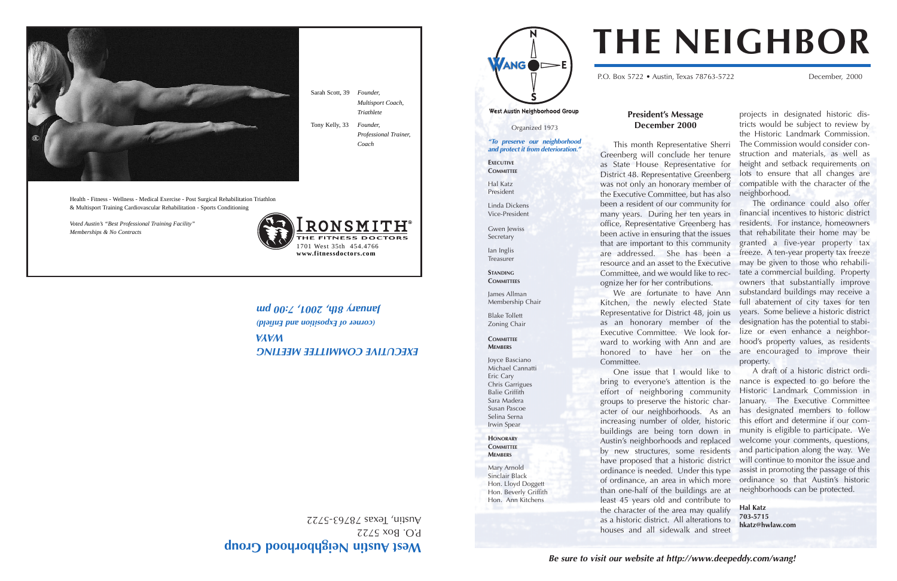Sarah Scott, 39 — *Founder, Multisport Coach, Triathlete*

Tony Kelly, 33 — *Founder, Professional Trainer, Coach*

Health - Fitness - Wellness - Medical Exercise - Post Surgical Rehabilitation Triathlon & Multisport Training Cardiovascular Rehabilitation - Sports Conditioning

*Voted Austin's "Best Professional Training Facility"*
*Memberships & No Contracts*

IRONSMITH® THE FITNESS DOCTORS
1701 West 35th 454.4766
**www.fitnessdoctors.com**

***EXECUTIVE COMMITTEE MEETING***
***WAYA***
***(corner of Exposition and Enfield)***
***January 8th, 2001, 7:00 pm***

**West Austin Neighborhood Group**
P.O. Box 5722
Austin, Texas 78763-5722

---

# THE NEIGHBOR

P.O. Box 5722 • Austin, Texas 78763-5722 — December, 2000

**West Austin Neighborhood Group**

Organized 1973

***"To preserve our neighborhood and protect it from deterioration."***

**EXECUTIVE COMMITTEE**

Hal Katz
President

Linda Dickens
Vice-President

Gwen Jewiss
Secretary

Ian Inglis
Treasurer

**STANDING COMMITTEES**

James Allman
Membership Chair

Blake Tollett
Zoning Chair

**COMMITTEE MEMBERS**

Joyce Basciano
Michael Cannatti
Eric Cary
Chris Garrigues
Balie Griffith
Sara Madera
Susan Pascoe
Selina Serna
Irwin Spear

**HONORARY COMMITTEE MEMBERS**

Mary Arnold
Sinclair Black
Hon. Lloyd Doggett
Hon. Beverly Griffith
Hon. Ann Kitchens

## President's Message December 2000

This month Representative Sherri Greenberg will conclude her tenure as State House Representative for District 48. Representative Greenberg was not only an honorary member of the Executive Committee, but has also been a resident of our community for many years. During her ten years in office, Representative Greenberg has been active in ensuring that the issues that are important to this community are addressed. She has been a resource and an asset to the Executive Committee, and we would like to recognize her for her contributions.

We are fortunate to have Ann Kitchen, the newly elected State Representative for District 48, join us as an honorary member of the Executive Committee. We look forward to working with Ann and are honored to have her on the Committee.

One issue that I would like to bring to everyone's attention is the effort of neighboring community groups to preserve the historic character of our neighborhoods. As an increasing number of older, historic buildings are being torn down in Austin's neighborhoods and replaced by new structures, some residents have proposed that a historic district ordinance is needed. Under this type of ordinance, an area in which more than one-half of the buildings are at least 45 years old and contribute to the character of the area may qualify as a historic district. All alterations to houses and all sidewalk and street projects in designated historic districts would be subject to review by the Historic Landmark Commission. The Commission would consider construction and materials, as well as height and setback requirements on lots to ensure that all changes are compatible with the character of the neighborhood.

The ordinance could also offer financial incentives to historic district residents. For instance, homeowners that rehabilitate their home may be granted a five-year property tax freeze. A ten-year property tax freeze may be given to those who rehabilitate a commercial building. Property owners that substantially improve substandard buildings may receive a full abatement of city taxes for ten years. Some believe a historic district designation has the potential to stabilize or even enhance a neighborhood's property values, as residents are encouraged to improve their property.

A draft of a historic district ordinance is expected to go before the Historic Landmark Commission in January. The Executive Committee has designated members to follow this effort and determine if our community is eligible to participate. We welcome your comments, questions, and participation along the way. We will continue to monitor the issue and assist in promoting the passage of this ordinance so that Austin's historic neighborhoods can be protected.

**Hal Katz**
**703-5715**
**hkatz@hwlaw.com**

***Be sure to visit our website at http://www.deepeddy.com/wang!***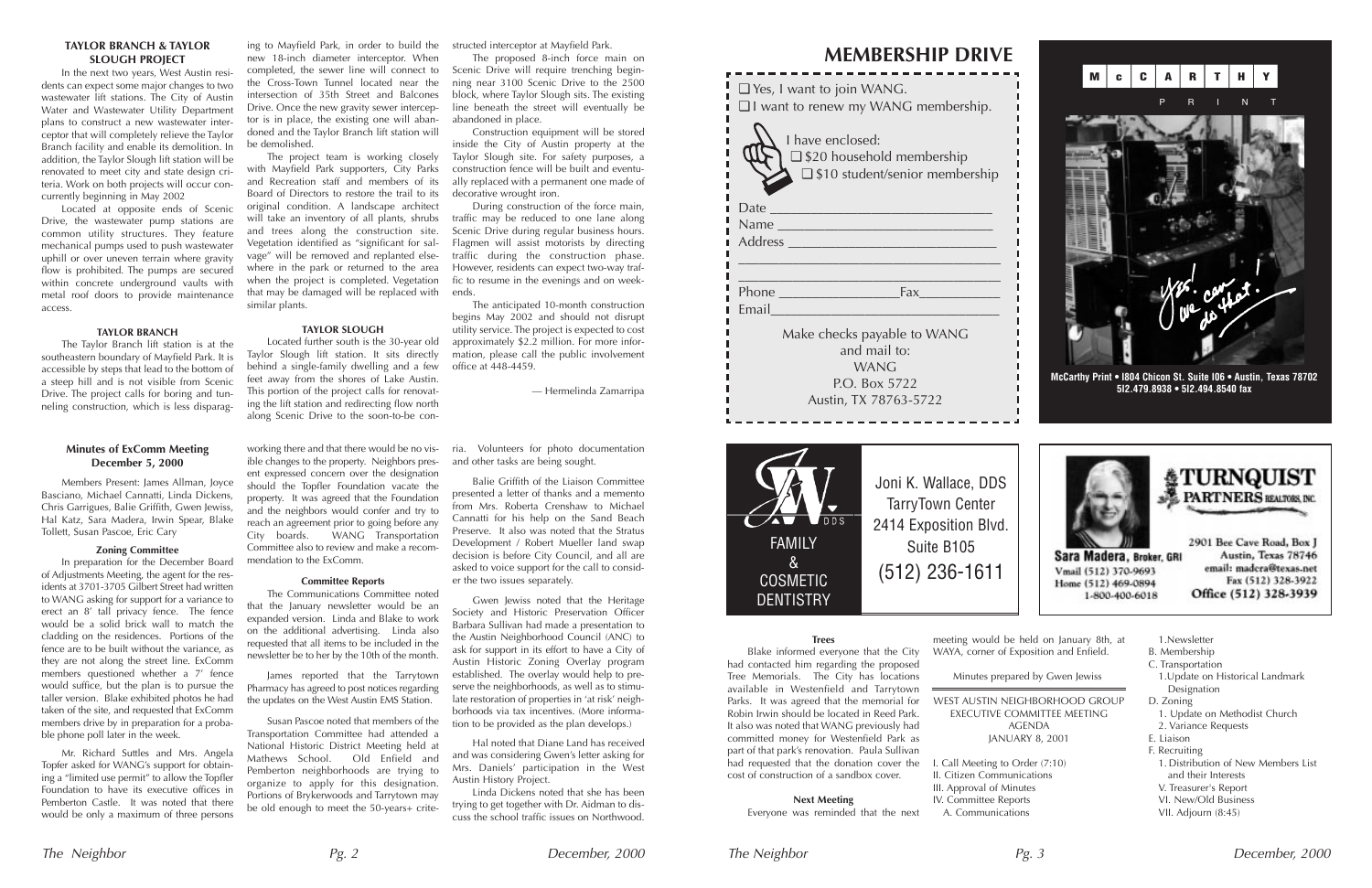### TAYLOR BRANCH & TAYLOR SLOUGH PROJECT

In the next two years, West Austin residents can expect some major changes to two wastewater lift stations. The City of Austin Water and Wastewater Utility Department plans to construct a new wastewater interceptor that will completely relieve the Taylor Branch facility and enable its demolition. In addition, the Taylor Slough lift station will be renovated to meet city and state design criteria. Work on both projects will occur concurrently beginning in May 2002

Located at opposite ends of Scenic Drive, the wastewater pump stations are common utility structures. They feature mechanical pumps used to push wastewater uphill or over uneven terrain where gravity flow is prohibited. The pumps are secured within concrete underground vaults with metal roof doors to provide maintenance access.

#### TAYLOR BRANCH

The Taylor Branch lift station is at the southeastern boundary of Mayfield Park. It is accessible by steps that lead to the bottom of a steep hill and is not visible from Scenic Drive. The project calls for boring and tunneling construction, which is less disparaging to Mayfield Park, in order to build the new 18-inch diameter interceptor. When completed, the sewer line will connect to the Cross-Town Tunnel located near the intersection of 35th Street and Balcones Drive. Once the new gravity sewer interceptor is in place, the existing one will abandoned and the Taylor Branch lift station will be demolished.

The project team is working closely with Mayfield Park supporters, City Parks and Recreation staff and members of its Board of Directors to restore the trail to its original condition. A landscape architect will take an inventory of all plants, shrubs and trees along the construction site. Vegetation identified as "significant for salvage" will be removed and replanted elsewhere in the park or returned to the area when the project is completed. Vegetation that may be damaged will be replaced with similar plants.

#### TAYLOR SLOUGH

Located further south is the 30-year old Taylor Slough lift station. It sits directly behind a single-family dwelling and a few feet away from the shores of Lake Austin. This portion of the project calls for renovating the lift station and redirecting flow north along Scenic Drive to the soon-to-be constructed interceptor at Mayfield Park.

The proposed 8-inch force main on Scenic Drive will require trenching beginning near 3100 Scenic Drive to the 2500 block, where Taylor Slough sits. The existing line beneath the street will eventually be abandoned in place.

Construction equipment will be stored inside the City of Austin property at the Taylor Slough site. For safety purposes, a construction fence will be built and eventually replaced with a permanent one made of decorative wrought iron.

During construction of the force main, traffic may be reduced to one lane along Scenic Drive during regular business hours. Flagmen will assist motorists by directing traffic during the construction phase. However, residents can expect two-way traffic to resume in the evenings and on weekends.

The anticipated 10-month construction begins May 2002 and should not disrupt utility service. The project is expected to cost approximately $2.2 million. For more information, please call the public involvement office at 448-4459.

— Hermelinda Zamarripa

### Minutes of ExComm Meeting December 5, 2000

Members Present: James Allman, Joyce Basciano, Michael Cannatti, Linda Dickens, Chris Garrigues, Balie Griffith, Gwen Jewiss, Hal Katz, Sara Madera, Irwin Spear, Blake Tollett, Susan Pascoe, Eric Cary

#### Zoning Committee

In preparation for the December Board of Adjustments Meeting, the agent for the residents at 3701-3705 Gilbert Street had written to WANG asking for support for a variance to erect an 8' tall privacy fence. The fence would be a solid brick wall to match the cladding on the residences. Portions of the fence are to be built without the variance, as they are not along the street line. ExComm members questioned whether a 7' fence would suffice, but the plan is to pursue the taller version. Blake exhibited photos he had taken of the site, and requested that ExComm members drive by in preparation for a probable phone poll later in the week.

Mr. Richard Suttles and Mrs. Angela Topfer asked for WANG's support for obtaining a "limited use permit" to allow the Topfer Foundation to have its executive offices in Pemberton Castle. It was noted that there would be only a maximum of three persons working there and that there would be no visible changes to the property. Neighbors present expressed concern over the designation should the Topfer Foundation vacate the property. It was agreed that the Foundation and the neighbors would confer and try to reach an agreement prior to going before any City boards. WANG Transportation Committee also to review and make a recommendation to the ExComm.

#### Committee Reports

The Communications Committee noted that the January newsletter would be an expanded version. Linda and Blake to work on the additional advertising. Linda also requested that all items to be included in the newsletter be to her by the 10th of the month.

James reported that the Tarrytown Pharmacy has agreed to post notices regarding the updates on the West Austin EMS Station.

Susan Pascoe noted that members of the Transportation Committee had attended a National Historic District Meeting held at Mathews School. Old Enfield and Pemberton neighborhoods are trying to organize to apply for this designation. Portions of Brykerwoods and Tarrytown may be old enough to meet the 50-years+ criteria. Volunteers for photo documentation and other tasks are being sought.

Balie Griffith of the Liaison Committee presented a letter of thanks and a memento from Mrs. Roberta Crenshaw to Michael Cannatti for his help on the Sand Beach Preserve. It also was noted that the Stratus Development / Robert Mueller land swap decision is before City Council, and all are asked to voice support for the call to consider the two issues separately.

Gwen Jewiss noted that the Heritage Society and Historic Preservation Officer Barbara Sullivan had made a presentation to the Austin Neighborhood Council (ANC) to ask for support in its effort to have a City of Austin Historic Zoning Overlay program established. The overlay would help to preserve the neighborhoods, as well as to stimulate restoration of properties in 'at risk' neighborhoods via tax incentives. (More information to be provided as the plan develops.)

Hal noted that Diane Land has received and was considering Gwen's letter asking for Mrs. Daniels' participation in the West Austin History Project.

Linda Dickens noted that she has been trying to get together with Dr. Aidman to discuss the school traffic issues on Northwood.

#### Trees

Blake informed everyone that the City had contacted him regarding the proposed Tree Memorials. The City has locations available in Westenfield and Tarrytown Parks. It was agreed that the memorial for Robin Irwin should be located in Reed Park. It also was noted that WANG previously had committed money for Westenfield Park as part of that park's renovation. Paula Sullivan had requested that the donation cover the cost of construction of a sandbox cover.

#### Next Meeting

Everyone was reminded that the next meeting would be held on January 8th, at WAYA, corner of Exposition and Enfield.

Minutes prepared by Gwen Jewiss

WEST AUSTIN NEIGHBORHOOD GROUP
EXECUTIVE COMMITTEE MEETING
AGENDA
JANUARY 8, 2001

I. Call Meeting to Order (7:10)
II. Citizen Communications
III. Approval of Minutes
IV. Committee Reports
  A. Communications
    1. Newsletter
  B. Membership
  C. Transportation
    1. Update on Historical Landmark Designation
  D. Zoning
    1. Update on Methodist Church
    2. Variance Requests
  E. Liaison
  F. Recruiting
    1. Distribution of New Members List and their Interests
V. Treasurer's Report
VI. New/Old Business
VII. Adjourn (8:45)

## MEMBERSHIP DRIVE

❑ Yes, I want to join WANG.
❑ I want to renew my WANG membership.

I have enclosed:
❑ $20 household membership
❑ $10 student/senior membership

Date ______________________
Name ______________________
Address ______________________
______________________
______________________
Phone ______________ Fax ______________
Email ______________________

Make checks payable to WANG
and mail to:
WANG
P.O. Box 5722
Austin, TX 78763-5722

McCARTHY PRINT

Yes! We can do that!

McCarthy Print • 1804 Chicon St. Suite 106 • Austin, Texas 78702
512.479.8938 • 512.494.8540 fax

W DDS
FAMILY & COSMETIC DENTISTRY

Joni K. Wallace, DDS
TarryTown Center
2414 Exposition Blvd.
Suite B105
(512) 236-1611

TURNQUIST PARTNERS REALTORS, INC.

Sara Madera, Broker, GRI
Vmail (512) 370-9693
Home (512) 469-0894
1-800-400-6018

2901 Bee Cave Road, Box J
Austin, Texas 78746
email: madcra@texas.net
Fax (512) 328-3922
Office (512) 328-3939